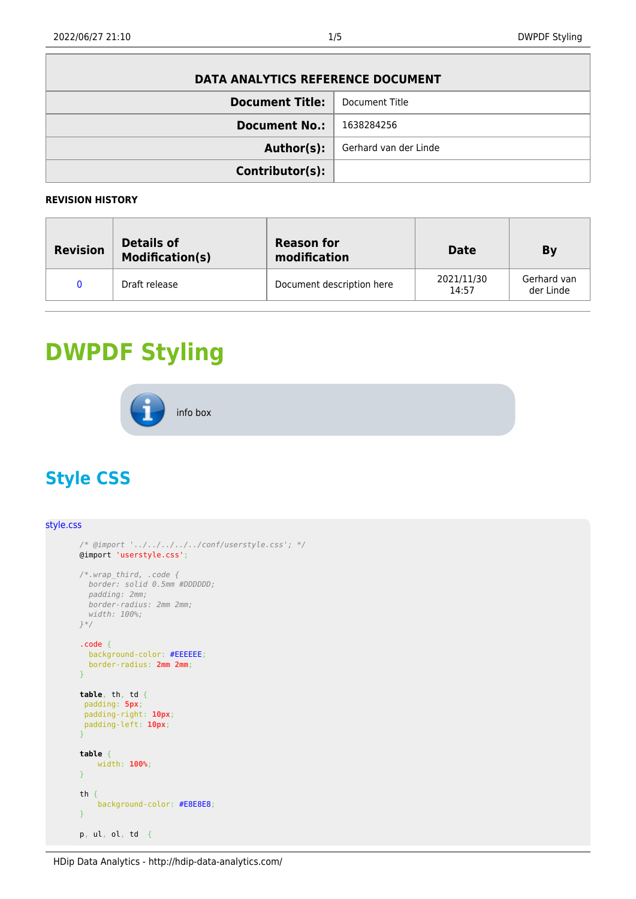| DATA ANALYTICS REFERENCE DOCUMENT | |
|---|---|
| **Document Title:** | Document Title |
| **Document No.:** | 1638284256 |
| **Author(s):** | Gerhard van der Linde |
| **Contributor(s):** | |

**REVISION HISTORY**

| Revision | Details of Modification(s) | Reason for modification | Date | By |
|---|---|---|---|---|
| 0 | Draft release | Document description here | 2021/11/30 14:57 | Gerhard van der Linde |

---

# DWPDF Styling

info box

## Style CSS

style.css

```
/* @import '../../../../../conf/userstyle.css'; */
@import 'userstyle.css';

/*.wrap_third, .code {
  border: solid 0.5mm #DDDDDD;
  padding: 2mm;
  border-radius: 2mm 2mm;
  width: 100%;
}*/

.code {
  background-color: #EEEEEE;
  border-radius: 2mm 2mm;
}

table, th, td {
 padding: 5px;
 padding-right: 10px;
 padding-left: 10px;
}

table {
    width: 100%;
}

th {
    background-color: #E8E8E8;
}

p, ul, ol, td  {
```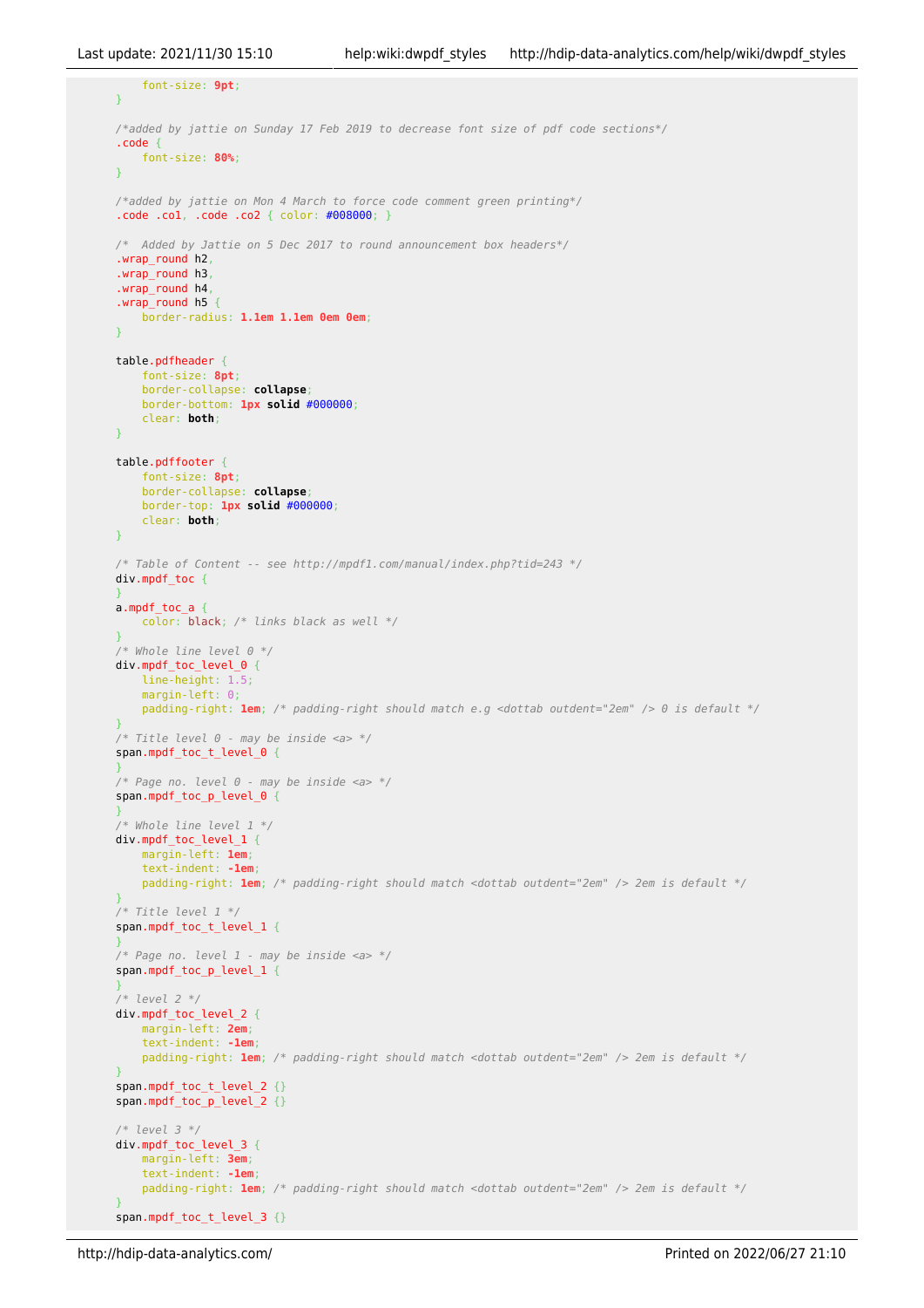```
        font-size: 9pt;
    }

    /*added by jattie on Sunday 17 Feb 2019 to decrease font size of pdf code sections*/
    .code {
        font-size: 80%;
    }

    /*added by jattie on Mon 4 March to force code comment green printing*/
    .code .co1, .code .co2 { color: #008000; }

    /*  Added by Jattie on 5 Dec 2017 to round announcement box headers*/
    .wrap_round h2,
    .wrap_round h3,
    .wrap_round h4,
    .wrap_round h5 {
        border-radius: 1.1em 1.1em 0em 0em;
    }

    table.pdfheader {
        font-size: 8pt;
        border-collapse: collapse;
        border-bottom: 1px solid #000000;
        clear: both;
    }

    table.pdffooter {
        font-size: 8pt;
        border-collapse: collapse;
        border-top: 1px solid #000000;
        clear: both;
    }

    /* Table of Content -- see http://mpdf1.com/manual/index.php?tid=243 */
    div.mpdf_toc {
    }
    a.mpdf_toc_a {
        color: black; /* links black as well */
    }
    /* Whole line level 0 */
    div.mpdf_toc_level_0 {
        line-height: 1.5;
        margin-left: 0;
        padding-right: 1em; /* padding-right should match e.g <dottab outdent="2em" /> 0 is default */
    }
    /* Title level 0 - may be inside <a> */
    span.mpdf_toc_t_level_0 {
    }
    /* Page no. level 0 - may be inside <a> */
    span.mpdf_toc_p_level_0 {
    }
    /* Whole line level 1 */
    div.mpdf_toc_level_1 {
        margin-left: 1em;
        text-indent: -1em;
        padding-right: 1em; /* padding-right should match <dottab outdent="2em" /> 2em is default */
    }
    /* Title level 1 */
    span.mpdf_toc_t_level_1 {
    }
    /* Page no. level 1 - may be inside <a> */
    span.mpdf_toc_p_level_1 {
    }
    /* level 2 */
    div.mpdf_toc_level_2 {
        margin-left: 2em;
        text-indent: -1em;
        padding-right: 1em; /* padding-right should match <dottab outdent="2em" /> 2em is default */
    }
    span.mpdf_toc_t_level_2 {}
    span.mpdf_toc_p_level_2 {}

    /* level 3 */
    div.mpdf_toc_level_3 {
        margin-left: 3em;
        text-indent: -1em;
        padding-right: 1em; /* padding-right should match <dottab outdent="2em" /> 2em is default */
    }
    span.mpdf_toc_t_level_3 {}
```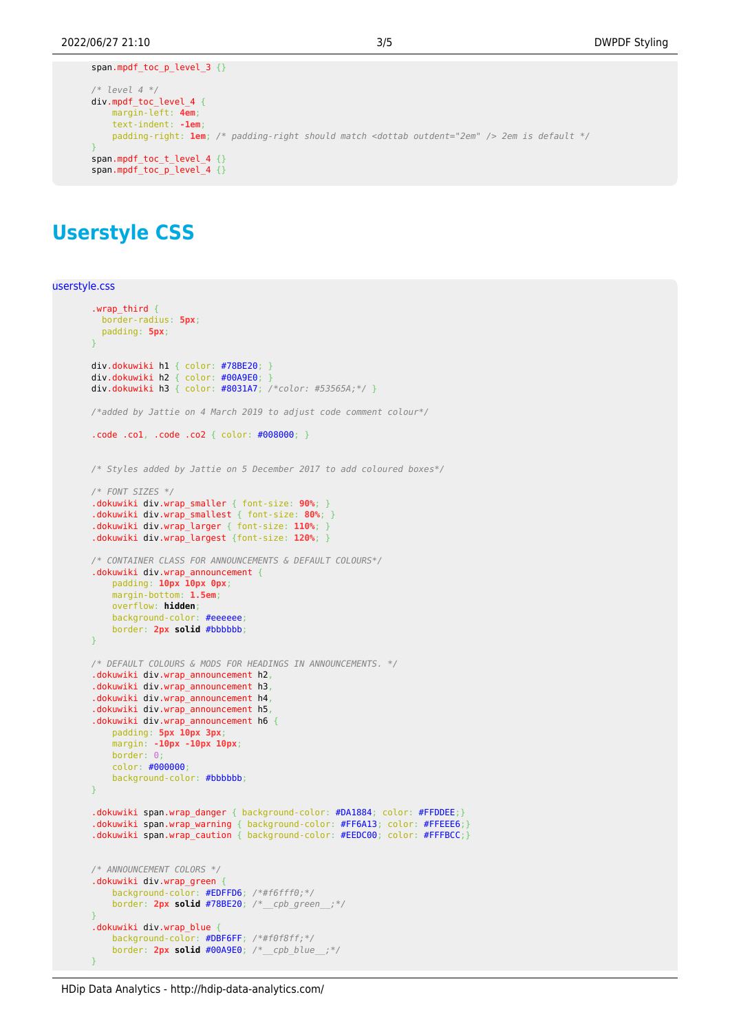```
span.mpdf_toc_p_level_3 {}

/* level 4 */
div.mpdf_toc_level_4 {
    margin-left: 4em;
    text-indent: -1em;
    padding-right: 1em; /* padding-right should match <dottab outdent="2em" /> 2em is default */
}
span.mpdf_toc_t_level_4 {}
span.mpdf_toc_p_level_4 {}
```

## Userstyle CSS

userstyle.css

```
.wrap_third {
  border-radius: 5px;
  padding: 5px;
}

div.dokuwiki h1 { color: #78BE20; }
div.dokuwiki h2 { color: #00A9E0; }
div.dokuwiki h3 { color: #8031A7; /*color: #53565A;*/ }

/*added by Jattie on 4 March 2019 to adjust code comment colour*/

.code .co1, .code .co2 { color: #008000; }


/* Styles added by Jattie on 5 December 2017 to add coloured boxes*/

/* FONT SIZES */
.dokuwiki div.wrap_smaller { font-size: 90%; }
.dokuwiki div.wrap_smallest { font-size: 80%; }
.dokuwiki div.wrap_larger { font-size: 110%; }
.dokuwiki div.wrap_largest {font-size: 120%; }

/* CONTAINER CLASS FOR ANNOUNCEMENTS & DEFAULT COLOURS*/
.dokuwiki div.wrap_announcement {
    padding: 10px 10px 0px;
    margin-bottom: 1.5em;
    overflow: hidden;
    background-color: #eeeeee;
    border: 2px solid #bbbbbb;
}

/* DEFAULT COLOURS & MODS FOR HEADINGS IN ANNOUNCEMENTS. */
.dokuwiki div.wrap_announcement h2,
.dokuwiki div.wrap_announcement h3,
.dokuwiki div.wrap_announcement h4,
.dokuwiki div.wrap_announcement h5,
.dokuwiki div.wrap_announcement h6 {
    padding: 5px 10px 3px;
    margin: -10px -10px 10px;
    border: 0;
    color: #000000;
    background-color: #bbbbbb;
}

.dokuwiki span.wrap_danger { background-color: #DA1884; color: #FFDDEE;}
.dokuwiki span.wrap_warning { background-color: #FF6A13; color: #FFEEE6;}
.dokuwiki span.wrap_caution { background-color: #EEDC00; color: #FFFBCC;}


/* ANNOUNCEMENT COLORS */
.dokuwiki div.wrap_green {
    background-color: #EDFFD6; /*#f6fff0;*/
    border: 2px solid #78BE20; /*__cpb_green__;*/
}
.dokuwiki div.wrap_blue {
    background-color: #DBF6FF; /*#f0f8ff;*/
    border: 2px solid #00A9E0; /*__cpb_blue__;*/
}
```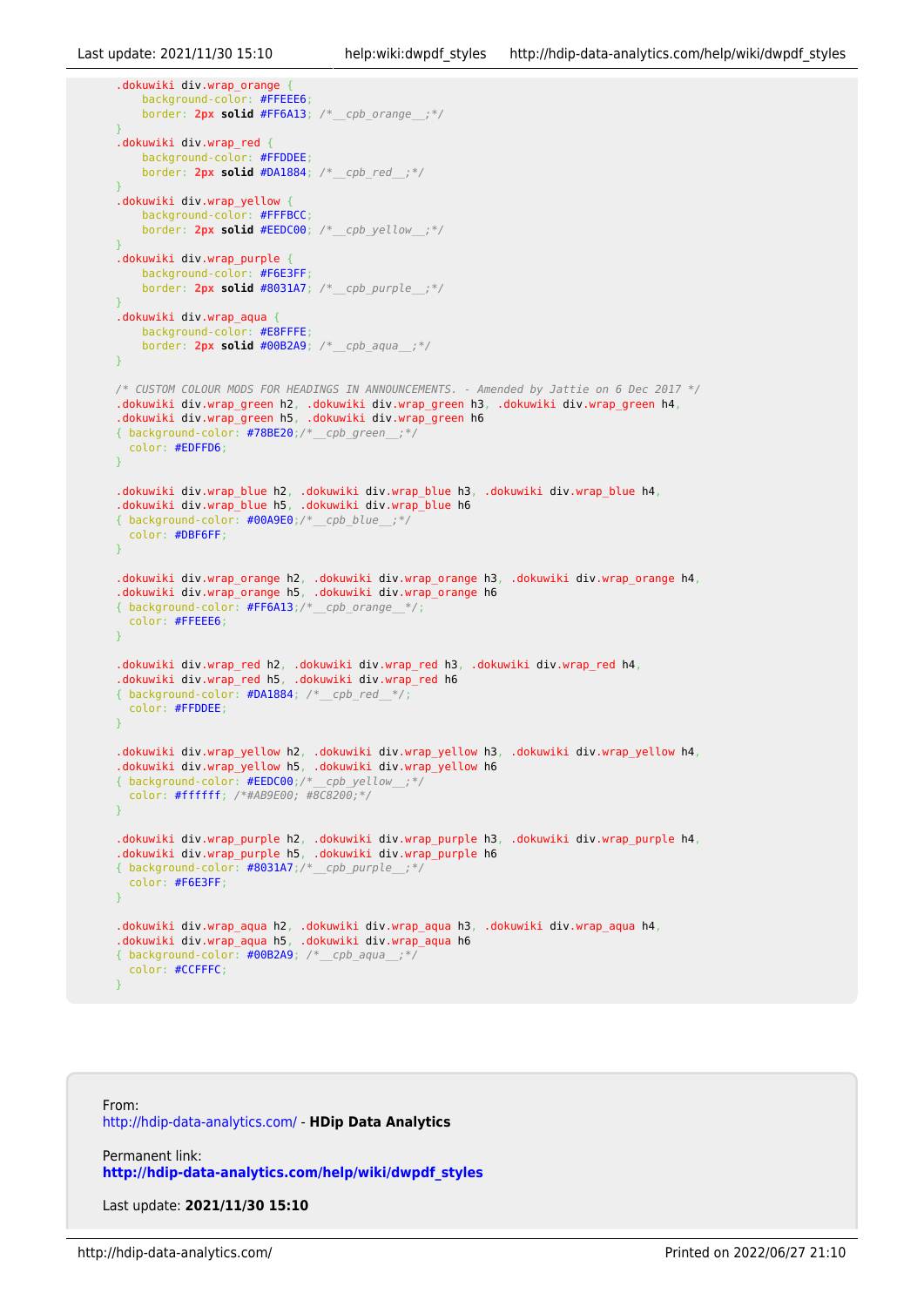```
.dokuwiki div.wrap_orange {
    background-color: #FFEEE6;
    border: 2px solid #FF6A13; /*__cpb_orange__;*/
}
.dokuwiki div.wrap_red {
    background-color: #FFDDEE;
    border: 2px solid #DA1884; /*__cpb_red__;*/
}
.dokuwiki div.wrap_yellow {
    background-color: #FFFBCC;
    border: 2px solid #EEDC00; /*__cpb_yellow__;*/
}
.dokuwiki div.wrap_purple {
    background-color: #F6E3FF;
    border: 2px solid #8031A7; /*__cpb_purple__;*/
}
.dokuwiki div.wrap_aqua {
    background-color: #E8FFFE;
    border: 2px solid #00B2A9; /*__cpb_aqua__;*/
}

/* CUSTOM COLOUR MODS FOR HEADINGS IN ANNOUNCEMENTS. - Amended by Jattie on 6 Dec 2017 */
.dokuwiki div.wrap_green h2, .dokuwiki div.wrap_green h3, .dokuwiki div.wrap_green h4,
.dokuwiki div.wrap_green h5, .dokuwiki div.wrap_green h6
{ background-color: #78BE20;/*__cpb_green__;*/
  color: #EDFFD6;
}

.dokuwiki div.wrap_blue h2, .dokuwiki div.wrap_blue h3, .dokuwiki div.wrap_blue h4,
.dokuwiki div.wrap_blue h5, .dokuwiki div.wrap_blue h6
{ background-color: #00A9E0;/*__cpb_blue__;*/
  color: #DBF6FF;
}

.dokuwiki div.wrap_orange h2, .dokuwiki div.wrap_orange h3, .dokuwiki div.wrap_orange h4,
.dokuwiki div.wrap_orange h5, .dokuwiki div.wrap_orange h6
{ background-color: #FF6A13;/*__cpb_orange__*/;
  color: #FFEEE6;
}

.dokuwiki div.wrap_red h2, .dokuwiki div.wrap_red h3, .dokuwiki div.wrap_red h4,
.dokuwiki div.wrap_red h5, .dokuwiki div.wrap_red h6
{ background-color: #DA1884; /*__cpb_red__*/;
  color: #FFDDEE;
}

.dokuwiki div.wrap_yellow h2, .dokuwiki div.wrap_yellow h3, .dokuwiki div.wrap_yellow h4,
.dokuwiki div.wrap_yellow h5, .dokuwiki div.wrap_yellow h6
{ background-color: #EEDC00;/*__cpb_yellow__;*/
  color: #ffffff; /*#AB9E00; #8C8200;*/
}

.dokuwiki div.wrap_purple h2, .dokuwiki div.wrap_purple h3, .dokuwiki div.wrap_purple h4,
.dokuwiki div.wrap_purple h5, .dokuwiki div.wrap_purple h6
{ background-color: #8031A7;/*__cpb_purple__;*/
  color: #F6E3FF;
}

.dokuwiki div.wrap_aqua h2, .dokuwiki div.wrap_aqua h3, .dokuwiki div.wrap_aqua h4,
.dokuwiki div.wrap_aqua h5, .dokuwiki div.wrap_aqua h6
{ background-color: #00B2A9; /*__cpb_aqua__;*/
  color: #CCFFFC;
}
```

From:
http://hdip-data-analytics.com/ - **HDip Data Analytics**

Permanent link:
**http://hdip-data-analytics.com/help/wiki/dwpdf_styles**

Last update: **2021/11/30 15:10**